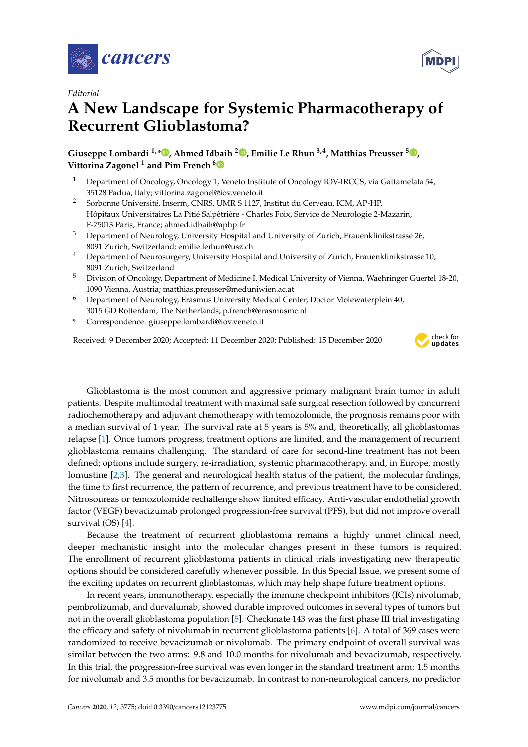*Editorial*

# A New Landscape for Systemic Pharmacotherapy of Recurrent Glioblastoma?

**Giuseppe Lombardi [1,*], Ahmed Idbaih [2], Emilie Le Rhun [3,4], Matthias Preusser [5], Vittorina Zagonel [1] and Pim French [6]**

1. Department of Oncology, Oncology 1, Veneto Institute of Oncology IOV-IRCCS, via Gattamelata 54, 35128 Padua, Italy; vittorina.zagonel@iov.veneto.it
2. Sorbonne Université, Inserm, CNRS, UMR S 1127, Institut du Cerveau, ICM, AP-HP, Hôpitaux Universitaires La Pitié Salpêtrière - Charles Foix, Service de Neurologie 2-Mazarin, F-75013 Paris, France; ahmed.idbaih@aphp.fr
3. Department of Neurology, University Hospital and University of Zurich, Frauenklinikstrasse 26, 8091 Zurich, Switzerland; emilie.lerhun@usz.ch
4. Department of Neurosurgery, University Hospital and University of Zurich, Frauenklinikstrasse 10, 8091 Zurich, Switzerland
5. Division of Oncology, Department of Medicine I, Medical University of Vienna, Waehringer Guertel 18-20, 1090 Vienna, Austria; matthias.preusser@meduniwien.ac.at
6. Department of Neurology, Erasmus University Medical Center, Doctor Molewaterplein 40, 3015 GD Rotterdam, The Netherlands; p.french@erasmusmc.nl

\* Correspondence: giuseppe.lombardi@iov.veneto.it

Received: 9 December 2020; Accepted: 11 December 2020; Published: 15 December 2020

Glioblastoma is the most common and aggressive primary malignant brain tumor in adult patients. Despite multimodal treatment with maximal safe surgical resection followed by concurrent radiochemotherapy and adjuvant chemotherapy with temozolomide, the prognosis remains poor with a median survival of 1 year. The survival rate at 5 years is 5% and, theoretically, all glioblastomas relapse [1]. Once tumors progress, treatment options are limited, and the management of recurrent glioblastoma remains challenging. The standard of care for second-line treatment has not been defined; options include surgery, re-irradiation, systemic pharmacotherapy, and, in Europe, mostly lomustine [2,3]. The general and neurological health status of the patient, the molecular findings, the time to first recurrence, the pattern of recurrence, and previous treatment have to be considered. Nitrosoureas or temozolomide rechallenge show limited efficacy. Anti-vascular endothelial growth factor (VEGF) bevacizumab prolonged progression-free survival (PFS), but did not improve overall survival (OS) [4].

Because the treatment of recurrent glioblastoma remains a highly unmet clinical need, deeper mechanistic insight into the molecular changes present in these tumors is required. The enrollment of recurrent glioblastoma patients in clinical trials investigating new therapeutic options should be considered carefully whenever possible. In this Special Issue, we present some of the exciting updates on recurrent glioblastomas, which may help shape future treatment options.

In recent years, immunotherapy, especially the immune checkpoint inhibitors (ICIs) nivolumab, pembrolizumab, and durvalumab, showed durable improved outcomes in several types of tumors but not in the overall glioblastoma population [5]. Checkmate 143 was the first phase III trial investigating the efficacy and safety of nivolumab in recurrent glioblastoma patients [6]. A total of 369 cases were randomized to receive bevacizumab or nivolumab. The primary endpoint of overall survival was similar between the two arms: 9.8 and 10.0 months for nivolumab and bevacizumab, respectively. In this trial, the progression-free survival was even longer in the standard treatment arm: 1.5 months for nivolumab and 3.5 months for bevacizumab. In contrast to non-neurological cancers, no predictor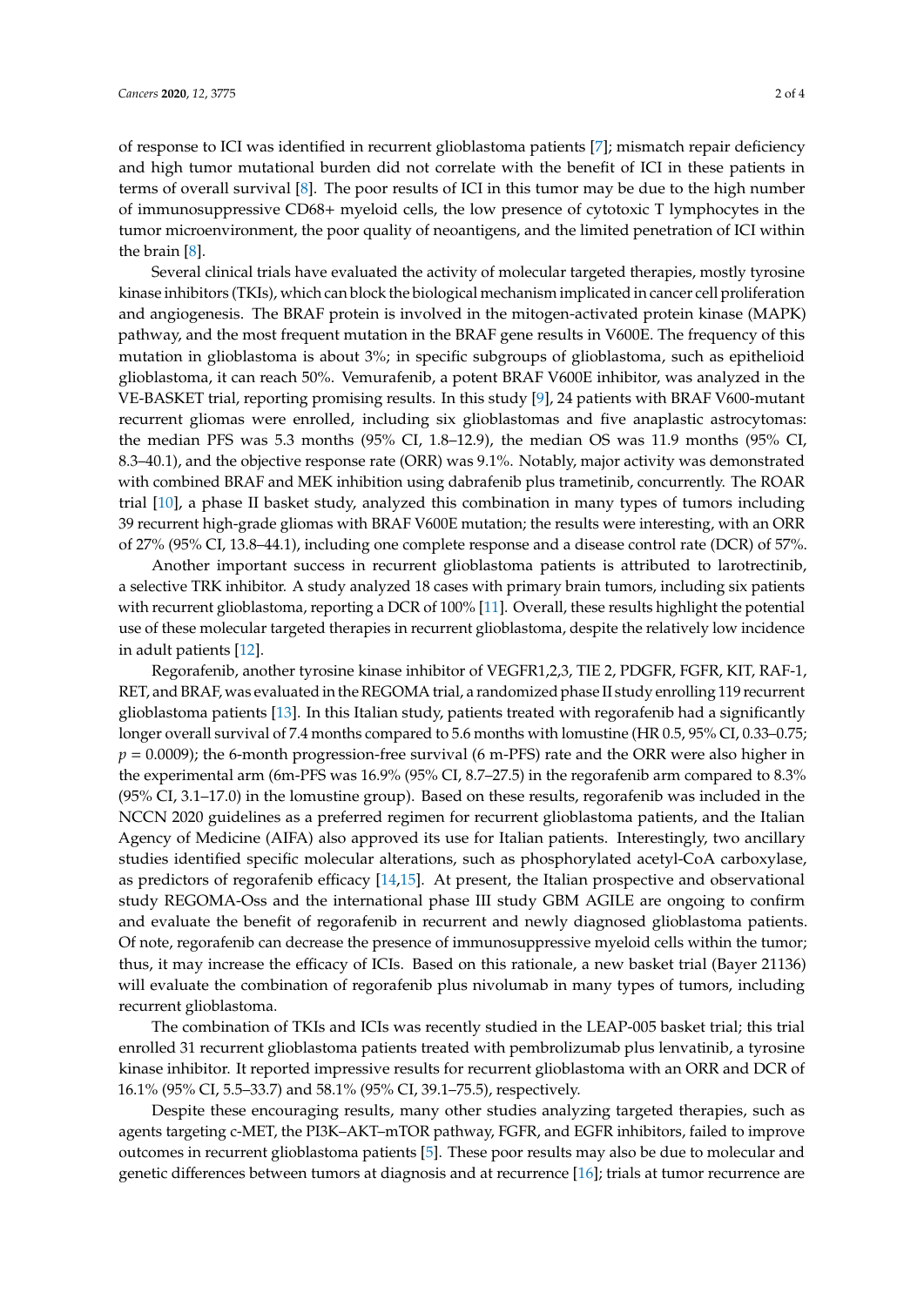of response to ICI was identified in recurrent glioblastoma patients [7]; mismatch repair deficiency and high tumor mutational burden did not correlate with the benefit of ICI in these patients in terms of overall survival [8]. The poor results of ICI in this tumor may be due to the high number of immunosuppressive CD68+ myeloid cells, the low presence of cytotoxic T lymphocytes in the tumor microenvironment, the poor quality of neoantigens, and the limited penetration of ICI within the brain [8].

Several clinical trials have evaluated the activity of molecular targeted therapies, mostly tyrosine kinase inhibitors (TKIs), which can block the biological mechanism implicated in cancer cell proliferation and angiogenesis. The BRAF protein is involved in the mitogen-activated protein kinase (MAPK) pathway, and the most frequent mutation in the BRAF gene results in V600E. The frequency of this mutation in glioblastoma is about 3%; in specific subgroups of glioblastoma, such as epithelioid glioblastoma, it can reach 50%. Vemurafenib, a potent BRAF V600E inhibitor, was analyzed in the VE-BASKET trial, reporting promising results. In this study [9], 24 patients with BRAF V600-mutant recurrent gliomas were enrolled, including six glioblastomas and five anaplastic astrocytomas: the median PFS was 5.3 months (95% CI, 1.8–12.9), the median OS was 11.9 months (95% CI, 8.3–40.1), and the objective response rate (ORR) was 9.1%. Notably, major activity was demonstrated with combined BRAF and MEK inhibition using dabrafenib plus trametinib, concurrently. The ROAR trial [10], a phase II basket study, analyzed this combination in many types of tumors including 39 recurrent high-grade gliomas with BRAF V600E mutation; the results were interesting, with an ORR of 27% (95% CI, 13.8–44.1), including one complete response and a disease control rate (DCR) of 57%.

Another important success in recurrent glioblastoma patients is attributed to larotrectinib, a selective TRK inhibitor. A study analyzed 18 cases with primary brain tumors, including six patients with recurrent glioblastoma, reporting a DCR of 100% [11]. Overall, these results highlight the potential use of these molecular targeted therapies in recurrent glioblastoma, despite the relatively low incidence in adult patients [12].

Regorafenib, another tyrosine kinase inhibitor of VEGFR1,2,3, TIE 2, PDGFR, FGFR, KIT, RAF-1, RET, and BRAF, was evaluated in the REGOMA trial, a randomized phase II study enrolling 119 recurrent glioblastoma patients [13]. In this Italian study, patients treated with regorafenib had a significantly longer overall survival of 7.4 months compared to 5.6 months with lomustine (HR 0.5, 95% CI, 0.33–0.75; $p = 0.0009$); the 6-month progression-free survival (6 m-PFS) rate and the ORR were also higher in the experimental arm (6m-PFS was 16.9% (95% CI, 8.7–27.5) in the regorafenib arm compared to 8.3% (95% CI, 3.1–17.0) in the lomustine group). Based on these results, regorafenib was included in the NCCN 2020 guidelines as a preferred regimen for recurrent glioblastoma patients, and the Italian Agency of Medicine (AIFA) also approved its use for Italian patients. Interestingly, two ancillary studies identified specific molecular alterations, such as phosphorylated acetyl-CoA carboxylase, as predictors of regorafenib efficacy [14,15]. At present, the Italian prospective and observational study REGOMA-Oss and the international phase III study GBM AGILE are ongoing to confirm and evaluate the benefit of regorafenib in recurrent and newly diagnosed glioblastoma patients. Of note, regorafenib can decrease the presence of immunosuppressive myeloid cells within the tumor; thus, it may increase the efficacy of ICIs. Based on this rationale, a new basket trial (Bayer 21136) will evaluate the combination of regorafenib plus nivolumab in many types of tumors, including recurrent glioblastoma.

The combination of TKIs and ICIs was recently studied in the LEAP-005 basket trial; this trial enrolled 31 recurrent glioblastoma patients treated with pembrolizumab plus lenvatinib, a tyrosine kinase inhibitor. It reported impressive results for recurrent glioblastoma with an ORR and DCR of 16.1% (95% CI, 5.5–33.7) and 58.1% (95% CI, 39.1–75.5), respectively.

Despite these encouraging results, many other studies analyzing targeted therapies, such as agents targeting c-MET, the PI3K–AKT–mTOR pathway, FGFR, and EGFR inhibitors, failed to improve outcomes in recurrent glioblastoma patients [5]. These poor results may also be due to molecular and genetic differences between tumors at diagnosis and at recurrence [16]; trials at tumor recurrence are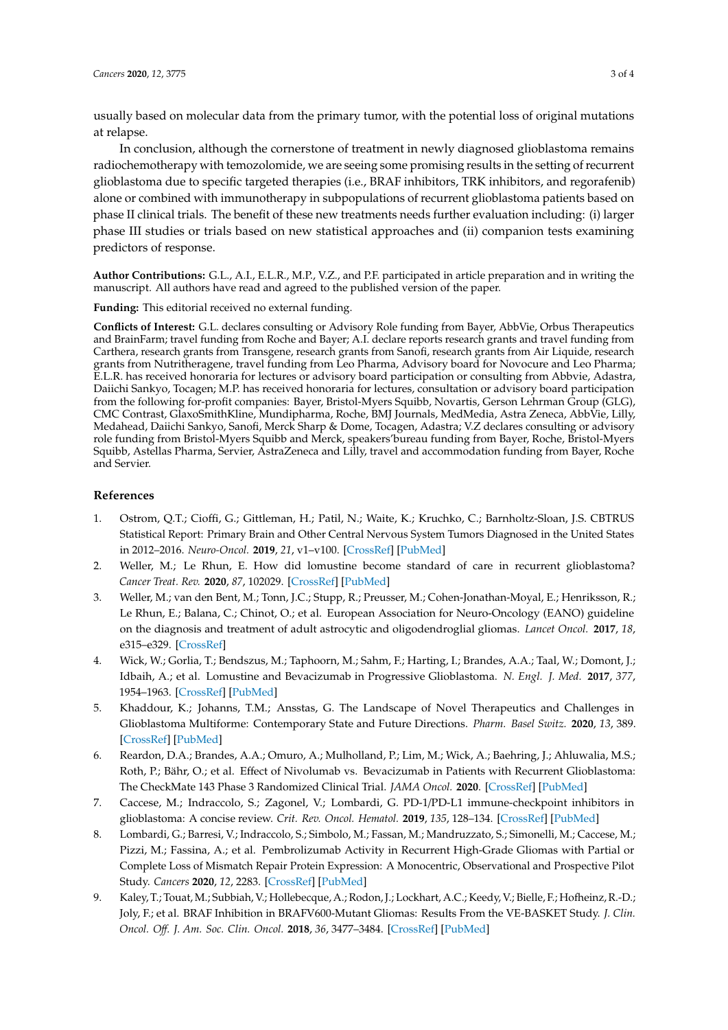usually based on molecular data from the primary tumor, with the potential loss of original mutations at relapse.

In conclusion, although the cornerstone of treatment in newly diagnosed glioblastoma remains radiochemotherapy with temozolomide, we are seeing some promising results in the setting of recurrent glioblastoma due to specific targeted therapies (i.e., BRAF inhibitors, TRK inhibitors, and regorafenib) alone or combined with immunotherapy in subpopulations of recurrent glioblastoma patients based on phase II clinical trials. The benefit of these new treatments needs further evaluation including: (i) larger phase III studies or trials based on new statistical approaches and (ii) companion tests examining predictors of response.

**Author Contributions:** G.L., A.I., E.L.R., M.P., V.Z., and P.F. participated in article preparation and in writing the manuscript. All authors have read and agreed to the published version of the paper.

**Funding:** This editorial received no external funding.

**Conflicts of Interest:** G.L. declares consulting or Advisory Role funding from Bayer, AbbVie, Orbus Therapeutics and BrainFarm; travel funding from Roche and Bayer; A.I. declare reports research grants and travel funding from Carthera, research grants from Transgene, research grants from Sanofi, research grants from Air Liquide, research grants from Nutritheragene, travel funding from Leo Pharma, Advisory board for Novocure and Leo Pharma; E.L.R. has received honoraria for lectures or advisory board participation or consulting from Abbvie, Adastra, Daiichi Sankyo, Tocagen; M.P. has received honoraria for lectures, consultation or advisory board participation from the following for-profit companies: Bayer, Bristol-Myers Squibb, Novartis, Gerson Lehrman Group (GLG), CMC Contrast, GlaxoSmithKline, Mundipharma, Roche, BMJ Journals, MedMedia, Astra Zeneca, AbbVie, Lilly, Medahead, Daiichi Sankyo, Sanofi, Merck Sharp & Dome, Tocagen, Adastra; V.Z declares consulting or advisory role funding from Bristol-Myers Squibb and Merck, speakers'bureau funding from Bayer, Roche, Bristol-Myers Squibb, Astellas Pharma, Servier, AstraZeneca and Lilly, travel and accommodation funding from Bayer, Roche and Servier.

## References

1. Ostrom, Q.T.; Cioffi, G.; Gittleman, H.; Patil, N.; Waite, K.; Kruchko, C.; Barnholtz-Sloan, J.S. CBTRUS Statistical Report: Primary Brain and Other Central Nervous System Tumors Diagnosed in the United States in 2012–2016. *Neuro-Oncol.* **2019**, *21*, v1–v100. [CrossRef] [PubMed]
2. Weller, M.; Le Rhun, E. How did lomustine become standard of care in recurrent glioblastoma? *Cancer Treat. Rev.* **2020**, *87*, 102029. [CrossRef] [PubMed]
3. Weller, M.; van den Bent, M.; Tonn, J.C.; Stupp, R.; Preusser, M.; Cohen-Jonathan-Moyal, E.; Henriksson, R.; Le Rhun, E.; Balana, C.; Chinot, O.; et al. European Association for Neuro-Oncology (EANO) guideline on the diagnosis and treatment of adult astrocytic and oligodendroglial gliomas. *Lancet Oncol.* **2017**, *18*, e315–e329. [CrossRef]
4. Wick, W.; Gorlia, T.; Bendszus, M.; Taphoorn, M.; Sahm, F.; Harting, I.; Brandes, A.A.; Taal, W.; Domont, J.; Idbaih, A.; et al. Lomustine and Bevacizumab in Progressive Glioblastoma. *N. Engl. J. Med.* **2017**, *377*, 1954–1963. [CrossRef] [PubMed]
5. Khaddour, K.; Johanns, T.M.; Ansstas, G. The Landscape of Novel Therapeutics and Challenges in Glioblastoma Multiforme: Contemporary State and Future Directions. *Pharm. Basel Switz.* **2020**, *13*, 389. [CrossRef] [PubMed]
6. Reardon, D.A.; Brandes, A.A.; Omuro, A.; Mulholland, P.; Lim, M.; Wick, A.; Baehring, J.; Ahluwalia, M.S.; Roth, P.; Bähr, O.; et al. Effect of Nivolumab vs. Bevacizumab in Patients with Recurrent Glioblastoma: The CheckMate 143 Phase 3 Randomized Clinical Trial. *JAMA Oncol.* **2020**. [CrossRef] [PubMed]
7. Caccese, M.; Indraccolo, S.; Zagonel, V.; Lombardi, G. PD-1/PD-L1 immune-checkpoint inhibitors in glioblastoma: A concise review. *Crit. Rev. Oncol. Hematol.* **2019**, *135*, 128–134. [CrossRef] [PubMed]
8. Lombardi, G.; Barresi, V.; Indraccolo, S.; Simbolo, M.; Fassan, M.; Mandruzzato, S.; Simonelli, M.; Caccese, M.; Pizzi, M.; Fassina, A.; et al. Pembrolizumab Activity in Recurrent High-Grade Gliomas with Partial or Complete Loss of Mismatch Repair Protein Expression: A Monocentric, Observational and Prospective Pilot Study. *Cancers* **2020**, *12*, 2283. [CrossRef] [PubMed]
9. Kaley, T.; Touat, M.; Subbiah, V.; Hollebecque, A.; Rodon, J.; Lockhart, A.C.; Keedy, V.; Bielle, F.; Hofheinz, R.-D.; Joly, F.; et al. BRAF Inhibition in BRAFV600-Mutant Gliomas: Results From the VE-BASKET Study. *J. Clin. Oncol. Off. J. Am. Soc. Clin. Oncol.* **2018**, *36*, 3477–3484. [CrossRef] [PubMed]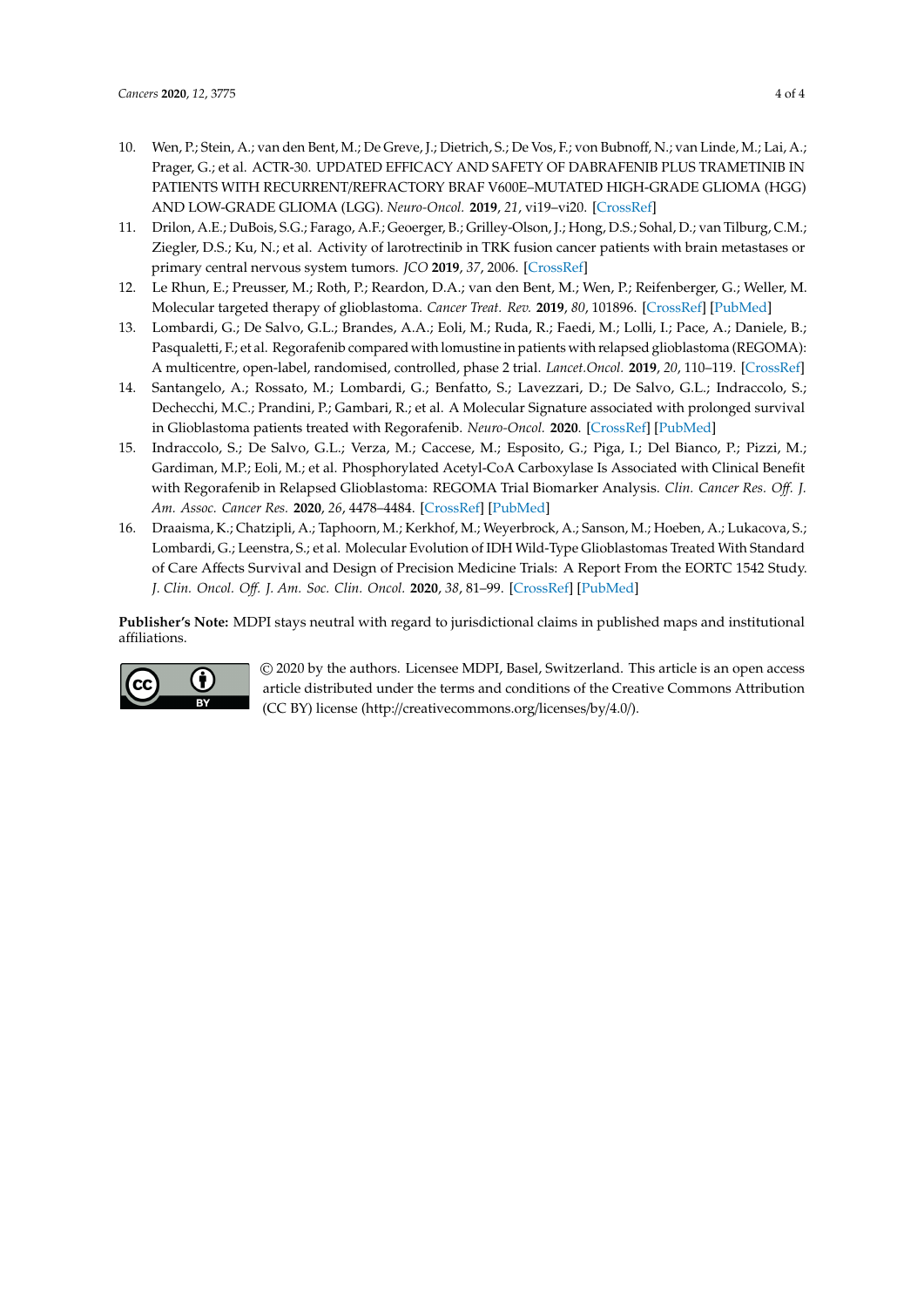10. Wen, P.; Stein, A.; van den Bent, M.; De Greve, J.; Dietrich, S.; De Vos, F.; von Bubnoff, N.; van Linde, M.; Lai, A.; Prager, G.; et al. ACTR-30. UPDATED EFFICACY AND SAFETY OF DABRAFENIB PLUS TRAMETINIB IN PATIENTS WITH RECURRENT/REFRACTORY BRAF V600E–MUTATED HIGH-GRADE GLIOMA (HGG) AND LOW-GRADE GLIOMA (LGG). *Neuro-Oncol.* **2019**, *21*, vi19–vi20. [CrossRef]
11. Drilon, A.E.; DuBois, S.G.; Farago, A.F.; Geoerger, B.; Grilley-Olson, J.; Hong, D.S.; Sohal, D.; van Tilburg, C.M.; Ziegler, D.S.; Ku, N.; et al. Activity of larotrectinib in TRK fusion cancer patients with brain metastases or primary central nervous system tumors. *JCO* **2019**, *37*, 2006. [CrossRef]
12. Le Rhun, E.; Preusser, M.; Roth, P.; Reardon, D.A.; van den Bent, M.; Wen, P.; Reifenberger, G.; Weller, M. Molecular targeted therapy of glioblastoma. *Cancer Treat. Rev.* **2019**, *80*, 101896. [CrossRef] [PubMed]
13. Lombardi, G.; De Salvo, G.L.; Brandes, A.A.; Eoli, M.; Ruda, R.; Faedi, M.; Lolli, I.; Pace, A.; Daniele, B.; Pasqualetti, F.; et al. Regorafenib compared with lomustine in patients with relapsed glioblastoma (REGOMA): A multicentre, open-label, randomised, controlled, phase 2 trial. *Lancet.Oncol.* **2019**, *20*, 110–119. [CrossRef]
14. Santangelo, A.; Rossato, M.; Lombardi, G.; Benfatto, S.; Lavezzari, D.; De Salvo, G.L.; Indraccolo, S.; Dechecchi, M.C.; Prandini, P.; Gambari, R.; et al. A Molecular Signature associated with prolonged survival in Glioblastoma patients treated with Regorafenib. *Neuro-Oncol.* **2020**. [CrossRef] [PubMed]
15. Indraccolo, S.; De Salvo, G.L.; Verza, M.; Caccese, M.; Esposito, G.; Piga, I.; Del Bianco, P.; Pizzi, M.; Gardiman, M.P.; Eoli, M.; et al. Phosphorylated Acetyl-CoA Carboxylase Is Associated with Clinical Benefit with Regorafenib in Relapsed Glioblastoma: REGOMA Trial Biomarker Analysis. *Clin. Cancer Res. Off. J. Am. Assoc. Cancer Res.* **2020**, *26*, 4478–4484. [CrossRef] [PubMed]
16. Draaisma, K.; Chatzipli, A.; Taphoorn, M.; Kerkhof, M.; Weyerbrock, A.; Sanson, M.; Hoeben, A.; Lukacova, S.; Lombardi, G.; Leenstra, S.; et al. Molecular Evolution of IDH Wild-Type Glioblastomas Treated With Standard of Care Affects Survival and Design of Precision Medicine Trials: A Report From the EORTC 1542 Study. *J. Clin. Oncol. Off. J. Am. Soc. Clin. Oncol.* **2020**, *38*, 81–99. [CrossRef] [PubMed]

**Publisher's Note:** MDPI stays neutral with regard to jurisdictional claims in published maps and institutional affiliations.

© 2020 by the authors. Licensee MDPI, Basel, Switzerland. This article is an open access article distributed under the terms and conditions of the Creative Commons Attribution (CC BY) license (http://creativecommons.org/licenses/by/4.0/).